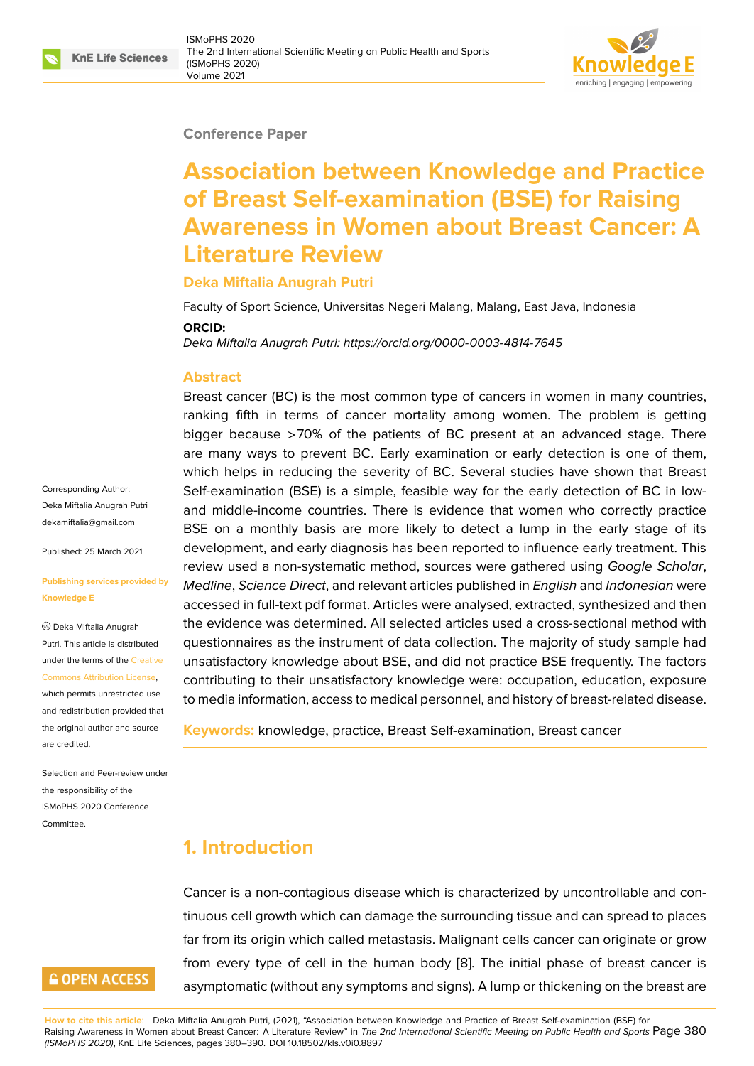Conference Paper

# Association between Knowledge and Practice of Breast Self-examination (BSE) for Raising Awareness in Women about Breast Cancer: A Literature Review

**Deka Miftalia Anugrah Putri**

Faculty of Sport Science, Universitas Negeri Malang, Malang, East Java, Indonesia

**ORCID:**

*Deka Miftalia Anugrah Putri: https://orcid.org/0000-0003-4814-7645*

Corresponding Author: Deka Miftalia Anugrah Putri dekamiftalia@gmail.com

Published: 25 March 2021

Publishing services provided by Knowledge E

© Deka Miftalia Anugrah Putri. This article is distributed under the terms of the Creative Commons Attribution License, which permits unrestricted use and redistribution provided that the original author and source are credited.

Selection and Peer-review under the responsibility of the ISMoPHS 2020 Conference Committee.

## Abstract

Breast cancer (BC) is the most common type of cancers in women in many countries, ranking fifth in terms of cancer mortality among women. The problem is getting bigger because >70% of the patients of BC present at an advanced stage. There are many ways to prevent BC. Early examination or early detection is one of them, which helps in reducing the severity of BC. Several studies have shown that Breast Self-examination (BSE) is a simple, feasible way for the early detection of BC in low- and middle-income countries. There is evidence that women who correctly practice BSE on a monthly basis are more likely to detect a lump in the early stage of its development, and early diagnosis has been reported to influence early treatment. This review used a non-systematic method, sources were gathered using *Google Scholar*, *Medline*, *Science Direct*, and relevant articles published in *English* and *Indonesian* were accessed in full-text pdf format. Articles were analysed, extracted, synthesized and then the evidence was determined. All selected articles used a cross-sectional method with questionnaires as the instrument of data collection. The majority of study sample had unsatisfactory knowledge about BSE, and did not practice BSE frequently. The factors contributing to their unsatisfactory knowledge were: occupation, education, exposure to media information, access to medical personnel, and history of breast-related disease.

**Keywords:** knowledge, practice, Breast Self-examination, Breast cancer

## 1. Introduction

Cancer is a non-contagious disease which is characterized by uncontrollable and continuous cell growth which can damage the surrounding tissue and can spread to places far from its origin which called metastasis. Malignant cells cancer can originate or grow from every type of cell in the human body [8]. The initial phase of breast cancer is asymptomatic (without any symptoms and signs). A lump or thickening on the breast are

**How to cite this article**: Deka Miftalia Anugrah Putri, (2021), "Association between Knowledge and Practice of Breast Self-examination (BSE) for Raising Awareness in Women about Breast Cancer: A Literature Review" in *The 2nd International Scientific Meeting on Public Health and Sports (ISMoPHS 2020)*, KnE Life Sciences, pages 380–390. DOI 10.18502/kls.v0i0.8897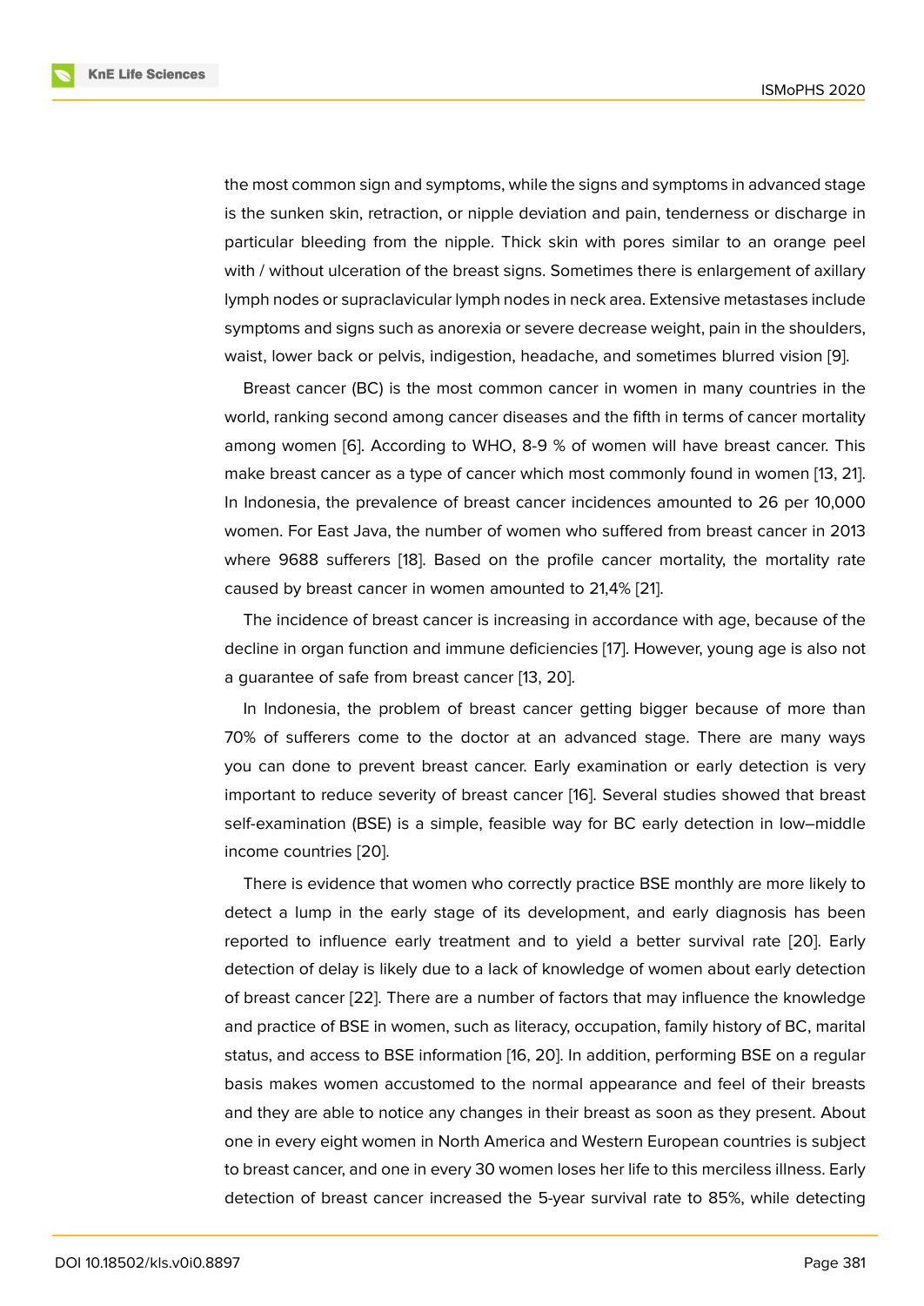the most common sign and symptoms, while the signs and symptoms in advanced stage is the sunken skin, retraction, or nipple deviation and pain, tenderness or discharge in particular bleeding from the nipple. Thick skin with pores similar to an orange peel with / without ulceration of the breast signs. Sometimes there is enlargement of axillary lymph nodes or supraclavicular lymph nodes in neck area. Extensive metastases include symptoms and signs such as anorexia or severe decrease weight, pain in the shoulders, waist, lower back or pelvis, indigestion, headache, and sometimes blurred vision [9].

Breast cancer (BC) is the most common cancer in women in many countries in the world, ranking second among cancer diseases and the fifth in terms of cancer mortality among women [6]. According to WHO, 8-9 % of women will have breast cancer. This make breast cancer as a type of cancer which most commonly found in women [13, 21]. In Indonesia, the prevalence of breast cancer incidences amounted to 26 per 10,000 women. For East Java, the number of women who suffered from breast cancer in 2013 where 9688 sufferers [18]. Based on the profile cancer mortality, the mortality rate caused by breast cancer in women amounted to 21,4% [21].

The incidence of breast cancer is increasing in accordance with age, because of the decline in organ function and immune deficiencies [17]. However, young age is also not a guarantee of safe from breast cancer [13, 20].

In Indonesia, the problem of breast cancer getting bigger because of more than 70% of sufferers come to the doctor at an advanced stage. There are many ways you can done to prevent breast cancer. Early examination or early detection is very important to reduce severity of breast cancer [16]. Several studies showed that breast self-examination (BSE) is a simple, feasible way for BC early detection in low–middle income countries [20].

There is evidence that women who correctly practice BSE monthly are more likely to detect a lump in the early stage of its development, and early diagnosis has been reported to influence early treatment and to yield a better survival rate [20]. Early detection of delay is likely due to a lack of knowledge of women about early detection of breast cancer [22]. There are a number of factors that may influence the knowledge and practice of BSE in women, such as literacy, occupation, family history of BC, marital status, and access to BSE information [16, 20]. In addition, performing BSE on a regular basis makes women accustomed to the normal appearance and feel of their breasts and they are able to notice any changes in their breast as soon as they present. About one in every eight women in North America and Western European countries is subject to breast cancer, and one in every 30 women loses her life to this merciless illness. Early detection of breast cancer increased the 5-year survival rate to 85%, while detecting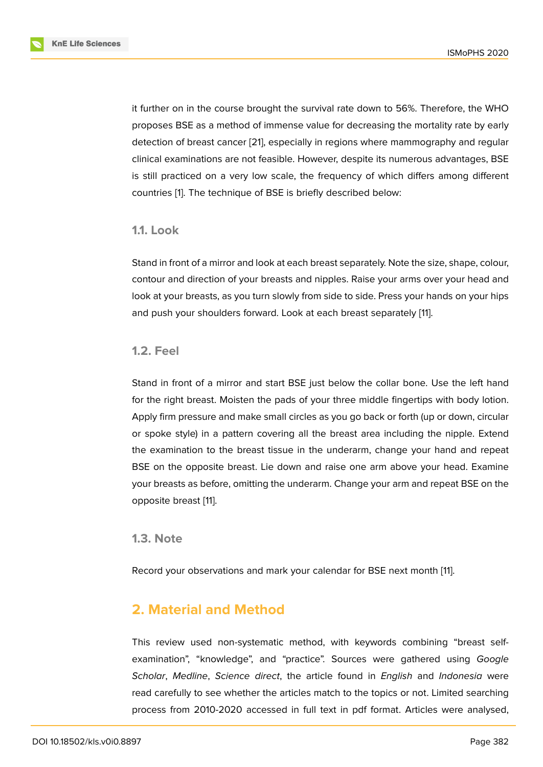it further on in the course brought the survival rate down to 56%. Therefore, the WHO proposes BSE as a method of immense value for decreasing the mortality rate by early detection of breast cancer [21], especially in regions where mammography and regular clinical examinations are not feasible. However, despite its numerous advantages, BSE is still practiced on a very low scale, the frequency of which differs among different countries [1]. The technique of BSE is briefly described below:

### 1.1. Look

Stand in front of a mirror and look at each breast separately. Note the size, shape, colour, contour and direction of your breasts and nipples. Raise your arms over your head and look at your breasts, as you turn slowly from side to side. Press your hands on your hips and push your shoulders forward. Look at each breast separately [11].

### 1.2. Feel

Stand in front of a mirror and start BSE just below the collar bone. Use the left hand for the right breast. Moisten the pads of your three middle fingertips with body lotion. Apply firm pressure and make small circles as you go back or forth (up or down, circular or spoke style) in a pattern covering all the breast area including the nipple. Extend the examination to the breast tissue in the underarm, change your hand and repeat BSE on the opposite breast. Lie down and raise one arm above your head. Examine your breasts as before, omitting the underarm. Change your arm and repeat BSE on the opposite breast [11].

### 1.3. Note

Record your observations and mark your calendar for BSE next month [11].

## 2. Material and Method

This review used non-systematic method, with keywords combining “breast self-examination”, “knowledge”, and “practice”. Sources were gathered using *Google Scholar*, *Medline*, *Science direct*, the article found in *English* and *Indonesia* were read carefully to see whether the articles match to the topics or not. Limited searching process from 2010-2020 accessed in full text in pdf format. Articles were analysed,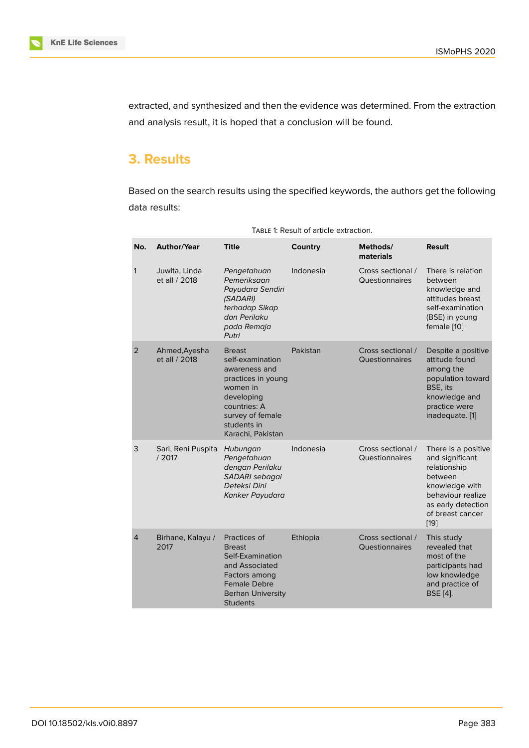extracted, and synthesized and then the evidence was determined. From the extraction and analysis result, it is hoped that a conclusion will be found.

## 3. Results

Based on the search results using the specified keywords, the authors get the following data results:

Table 1: Result of article extraction.

| No. | Author/Year | Title | Country | Methods/ materials | Result |
|---|---|---|---|---|---|
| 1 | Juwita, Linda et all / 2018 | *Pengetahuan Pemeriksaan Payudara Sendiri (SADARI) terhadap Sikap dan Perilaku pada Remaja Putri* | Indonesia | Cross sectional / Questionnaires | There is relation between knowledge and attitudes breast self-examination (BSE) in young female [10] |
| 2 | Ahmed,Ayesha et all / 2018 | Breast self-examination awareness and practices in young women in developing countries: A survey of female students in Karachi, Pakistan | Pakistan | Cross sectional / Questionnaires | Despite a positive attitude found among the population toward BSE, its knowledge and practice were inadequate. [1] |
| 3 | Sari, Reni Puspita / 2017 | *Hubungan Pengetahuan dengan Perilaku SADARI sebagai Deteksi Dini Kanker Payudara* | Indonesia | Cross sectional / Questionnaires | There is a positive and significant relationship between knowledge with behaviour realize as early detection of breast cancer [19] |
| 4 | Birhane, Kalayu / 2017 | Practices of Breast Self-Examination and Associated Factors among Female Debre Berhan University Students | Ethiopia | Cross sectional / Questionnaires | This study revealed that most of the participants had low knowledge and practice of BSE [4]. |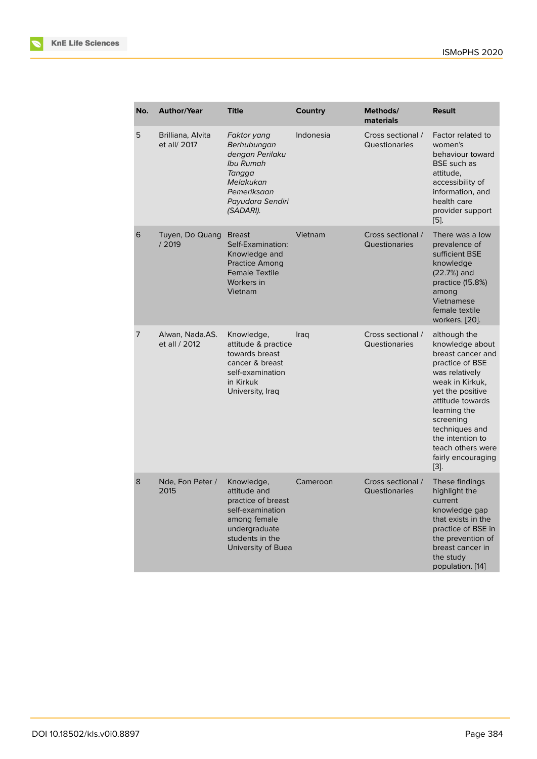| No. | Author/Year | Title | Country | Methods/ materials | Result |
|---|---|---|---|---|---|
| 5 | Brilliana, Alvita et all/ 2017 | *Faktor yang Berhubungan dengan Perilaku Ibu Rumah Tangga Melakukan Pemeriksaan Payudara Sendiri (SADARI).* | Indonesia | Cross sectional / Questionaries | Factor related to women's behaviour toward BSE such as attitude, accessibility of information, and health care provider support [5]. |
| 6 | Tuyen, Do Quang / 2019 | Breast Self-Examination: Knowledge and Practice Among Female Textile Workers in Vietnam | Vietnam | Cross sectional / Questionaries | There was a low prevalence of sufficient BSE knowledge (22.7%) and practice (15.8%) among Vietnamese female textile workers. [20]. |
| 7 | Alwan, Nada.AS. et all / 2012 | Knowledge, attitude & practice towards breast cancer & breast self-examination in Kirkuk University, Iraq | Iraq | Cross sectional / Questionaries | although the knowledge about breast cancer and practice of BSE was relatively weak in Kirkuk, yet the positive attitude towards learning the screening techniques and the intention to teach others were fairly encouraging [3]. |
| 8 | Nde, Fon Peter / 2015 | Knowledge, attitude and practice of breast self-examination among female undergraduate students in the University of Buea | Cameroon | Cross sectional / Questionaries | These findings highlight the current knowledge gap that exists in the practice of BSE in the prevention of breast cancer in the study population. [14] |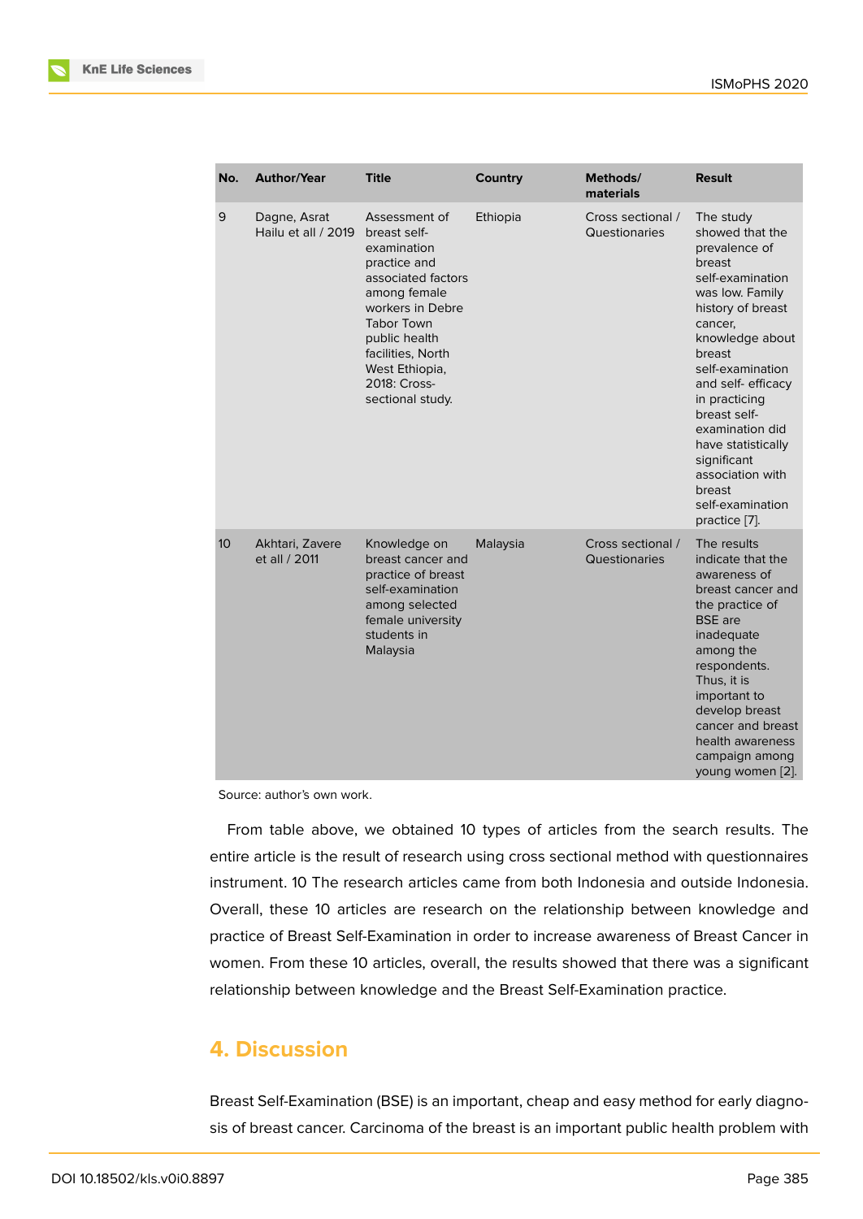| No. | Author/Year | Title | Country | Methods/ materials | Result |
|---|---|---|---|---|---|
| 9 | Dagne, Asrat Hailu et all / 2019 | Assessment of breast self-examination practice and associated factors among female workers in Debre Tabor Town public health facilities, North West Ethiopia, 2018: Cross-sectional study. | Ethiopia | Cross sectional / Questionaries | The study showed that the prevalence of breast self-examination was low. Family history of breast cancer, knowledge about breast self-examination and self- efficacy in practicing breast self-examination did have statistically significant association with breast self-examination practice [7]. |
| 10 | Akhtari, Zavere et all / 2011 | Knowledge on breast cancer and practice of breast self-examination among selected female university students in Malaysia | Malaysia | Cross sectional / Questionaries | The results indicate that the awareness of breast cancer and the practice of BSE are inadequate among the respondents. Thus, it is important to develop breast cancer and breast health awareness campaign among young women [2]. |

Source: author's own work.

From table above, we obtained 10 types of articles from the search results. The entire article is the result of research using cross sectional method with questionnaires instrument. 10 The research articles came from both Indonesia and outside Indonesia. Overall, these 10 articles are research on the relationship between knowledge and practice of Breast Self-Examination in order to increase awareness of Breast Cancer in women. From these 10 articles, overall, the results showed that there was a significant relationship between knowledge and the Breast Self-Examination practice.

## 4. Discussion

Breast Self-Examination (BSE) is an important, cheap and easy method for early diagnosis of breast cancer. Carcinoma of the breast is an important public health problem with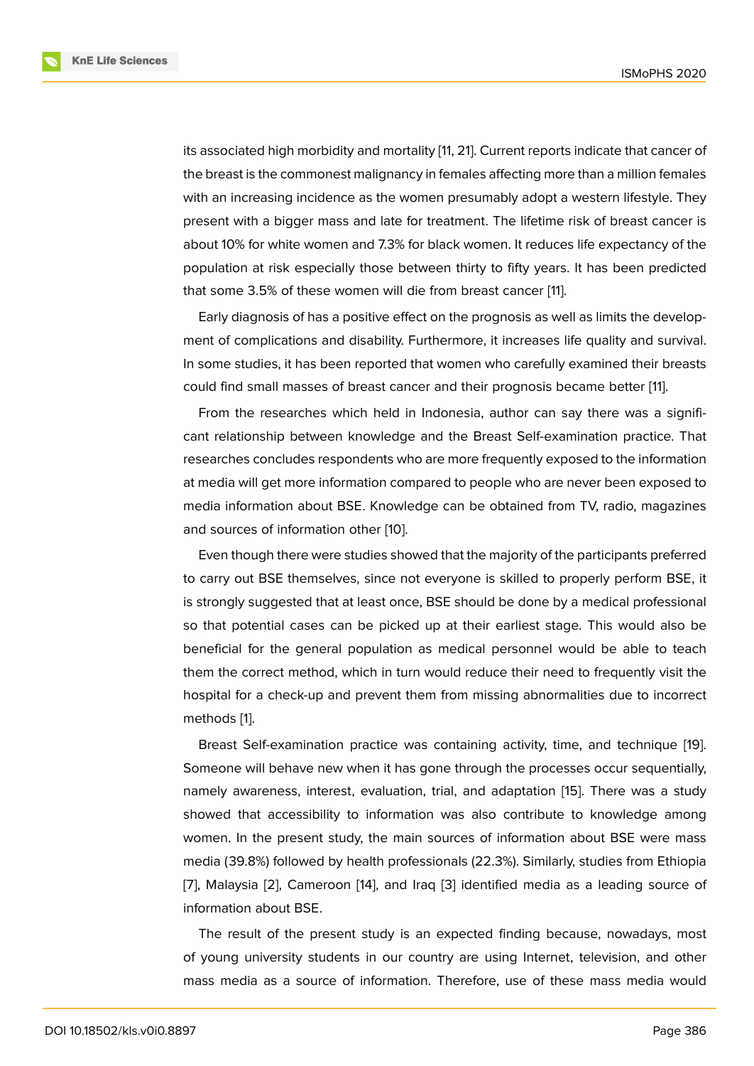its associated high morbidity and mortality [11, 21]. Current reports indicate that cancer of the breast is the commonest malignancy in females affecting more than a million females with an increasing incidence as the women presumably adopt a western lifestyle. They present with a bigger mass and late for treatment. The lifetime risk of breast cancer is about 10% for white women and 7.3% for black women. It reduces life expectancy of the population at risk especially those between thirty to fifty years. It has been predicted that some 3.5% of these women will die from breast cancer [11].

Early diagnosis of has a positive effect on the prognosis as well as limits the development of complications and disability. Furthermore, it increases life quality and survival. In some studies, it has been reported that women who carefully examined their breasts could find small masses of breast cancer and their prognosis became better [11].

From the researches which held in Indonesia, author can say there was a significant relationship between knowledge and the Breast Self-examination practice. That researches concludes respondents who are more frequently exposed to the information at media will get more information compared to people who are never been exposed to media information about BSE. Knowledge can be obtained from TV, radio, magazines and sources of information other [10].

Even though there were studies showed that the majority of the participants preferred to carry out BSE themselves, since not everyone is skilled to properly perform BSE, it is strongly suggested that at least once, BSE should be done by a medical professional so that potential cases can be picked up at their earliest stage. This would also be beneficial for the general population as medical personnel would be able to teach them the correct method, which in turn would reduce their need to frequently visit the hospital for a check-up and prevent them from missing abnormalities due to incorrect methods [1].

Breast Self-examination practice was containing activity, time, and technique [19]. Someone will behave new when it has gone through the processes occur sequentially, namely awareness, interest, evaluation, trial, and adaptation [15]. There was a study showed that accessibility to information was also contribute to knowledge among women. In the present study, the main sources of information about BSE were mass media (39.8%) followed by health professionals (22.3%). Similarly, studies from Ethiopia [7], Malaysia [2], Cameroon [14], and Iraq [3] identified media as a leading source of information about BSE.

The result of the present study is an expected finding because, nowadays, most of young university students in our country are using Internet, television, and other mass media as a source of information. Therefore, use of these mass media would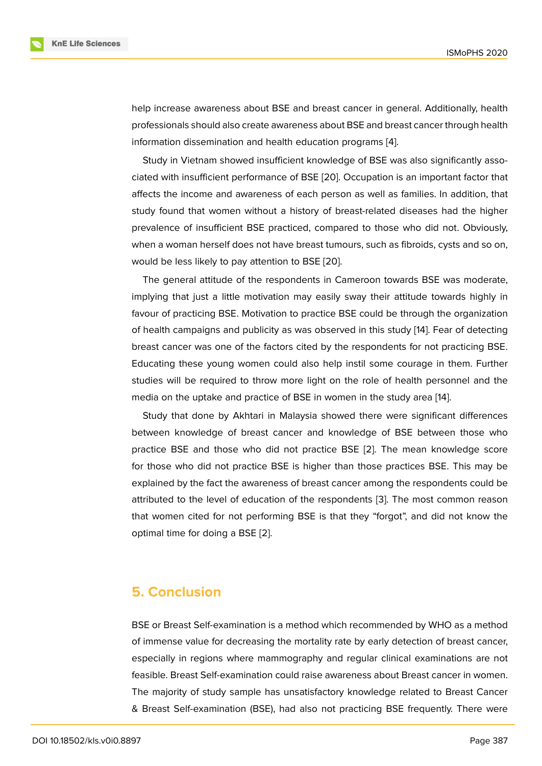help increase awareness about BSE and breast cancer in general. Additionally, health professionals should also create awareness about BSE and breast cancer through health information dissemination and health education programs [4].

Study in Vietnam showed insufficient knowledge of BSE was also significantly associated with insufficient performance of BSE [20]. Occupation is an important factor that affects the income and awareness of each person as well as families. In addition, that study found that women without a history of breast-related diseases had the higher prevalence of insufficient BSE practiced, compared to those who did not. Obviously, when a woman herself does not have breast tumours, such as fibroids, cysts and so on, would be less likely to pay attention to BSE [20].

The general attitude of the respondents in Cameroon towards BSE was moderate, implying that just a little motivation may easily sway their attitude towards highly in favour of practicing BSE. Motivation to practice BSE could be through the organization of health campaigns and publicity as was observed in this study [14]. Fear of detecting breast cancer was one of the factors cited by the respondents for not practicing BSE. Educating these young women could also help instil some courage in them. Further studies will be required to throw more light on the role of health personnel and the media on the uptake and practice of BSE in women in the study area [14].

Study that done by Akhtari in Malaysia showed there were significant differences between knowledge of breast cancer and knowledge of BSE between those who practice BSE and those who did not practice BSE [2]. The mean knowledge score for those who did not practice BSE is higher than those practices BSE. This may be explained by the fact the awareness of breast cancer among the respondents could be attributed to the level of education of the respondents [3]. The most common reason that women cited for not performing BSE is that they "forgot", and did not know the optimal time for doing a BSE [2].

## 5. Conclusion

BSE or Breast Self-examination is a method which recommended by WHO as a method of immense value for decreasing the mortality rate by early detection of breast cancer, especially in regions where mammography and regular clinical examinations are not feasible. Breast Self-examination could raise awareness about Breast cancer in women. The majority of study sample has unsatisfactory knowledge related to Breast Cancer & Breast Self-examination (BSE), had also not practicing BSE frequently. There were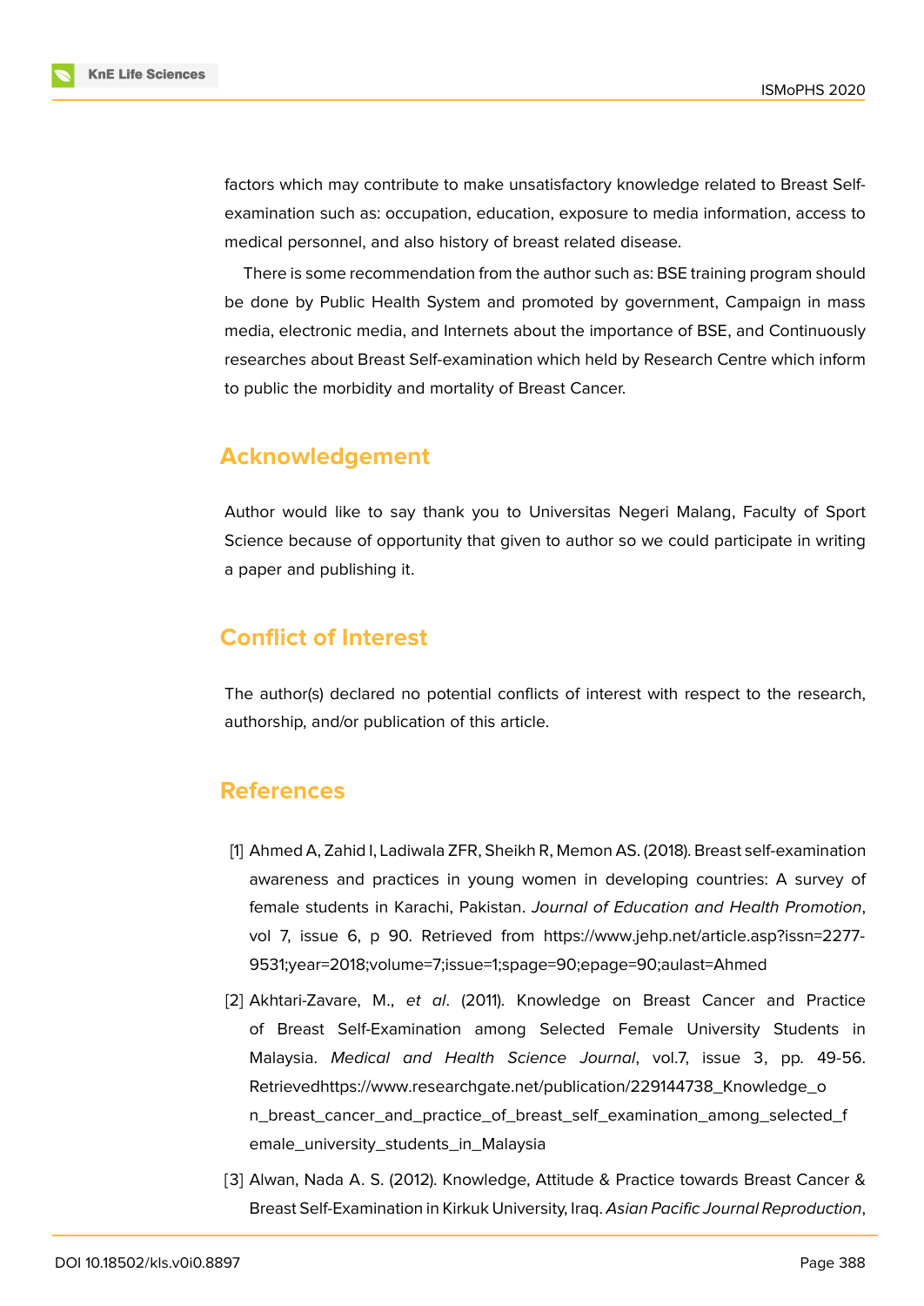factors which may contribute to make unsatisfactory knowledge related to Breast Self-examination such as: occupation, education, exposure to media information, access to medical personnel, and also history of breast related disease.

There is some recommendation from the author such as: BSE training program should be done by Public Health System and promoted by government, Campaign in mass media, electronic media, and Internets about the importance of BSE, and Continuously researches about Breast Self-examination which held by Research Centre which inform to public the morbidity and mortality of Breast Cancer.

## Acknowledgement

Author would like to say thank you to Universitas Negeri Malang, Faculty of Sport Science because of opportunity that given to author so we could participate in writing a paper and publishing it.

## Conflict of Interest

The author(s) declared no potential conflicts of interest with respect to the research, authorship, and/or publication of this article.

## References

[1] Ahmed A, Zahid I, Ladiwala ZFR, Sheikh R, Memon AS. (2018). Breast self-examination awareness and practices in young women in developing countries: A survey of female students in Karachi, Pakistan. *Journal of Education and Health Promotion*, vol 7, issue 6, p 90. Retrieved from https://www.jehp.net/article.asp?issn=2277-9531;year=2018;volume=7;issue=1;spage=90;epage=90;aulast=Ahmed

[2] Akhtari-Zavare, M., *et al*. (2011). Knowledge on Breast Cancer and Practice of Breast Self-Examination among Selected Female University Students in Malaysia. *Medical and Health Science Journal*, vol.7, issue 3, pp. 49-56. Retrievedhttps://www.researchgate.net/publication/229144738_Knowledge_on_breast_cancer_and_practice_of_breast_self_examination_among_selected_female_university_students_in_Malaysia

[3] Alwan, Nada A. S. (2012). Knowledge, Attitude & Practice towards Breast Cancer & Breast Self-Examination in Kirkuk University, Iraq. *Asian Pacific Journal Reproduction*,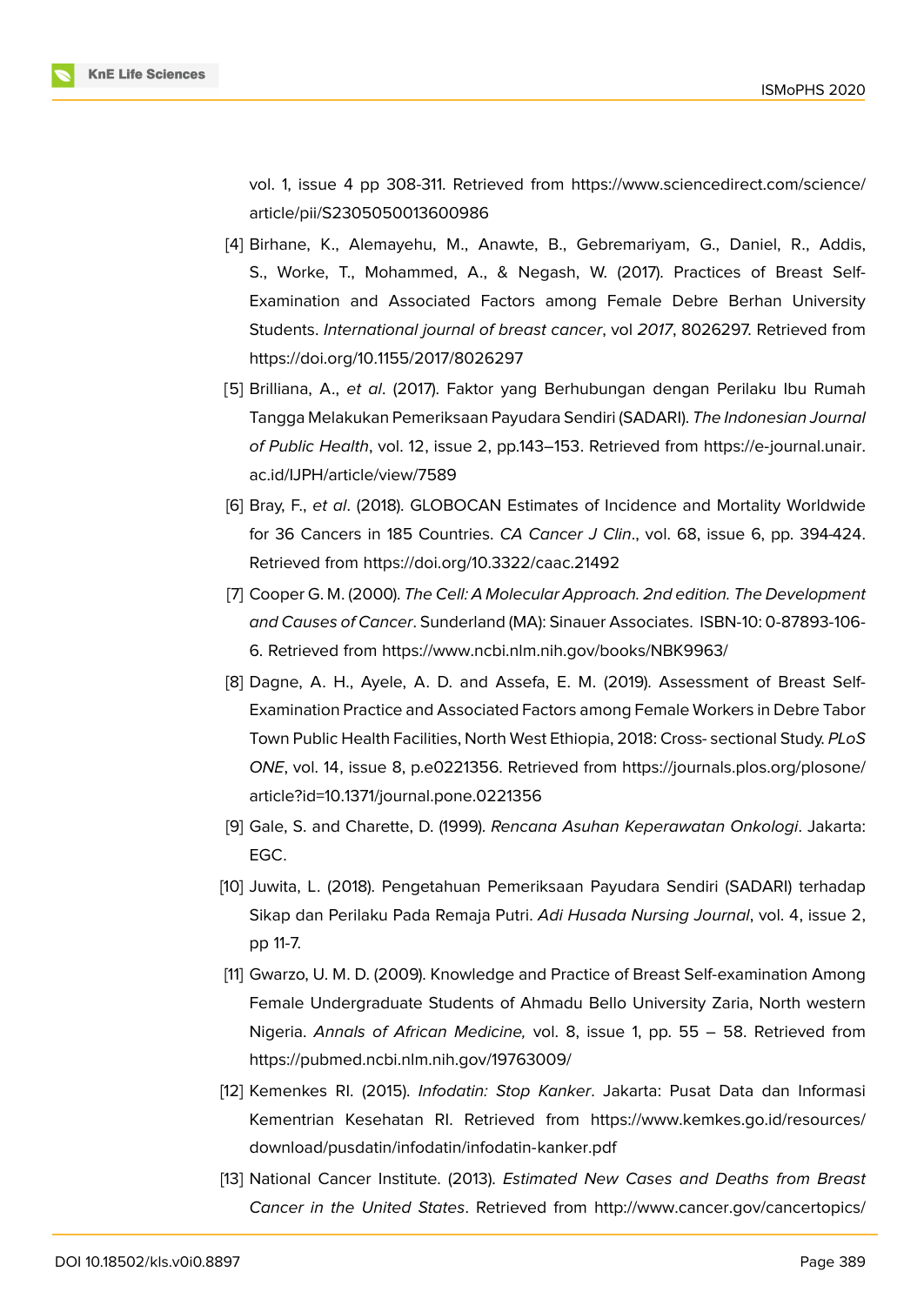vol. 1, issue 4 pp 308-311. Retrieved from https://www.sciencedirect.com/science/article/pii/S2305050013600986

[4] Birhane, K., Alemayehu, M., Anawte, B., Gebremariyam, G., Daniel, R., Addis, S., Worke, T., Mohammed, A., & Negash, W. (2017). Practices of Breast Self-Examination and Associated Factors among Female Debre Berhan University Students. *International journal of breast cancer*, vol *2017*, 8026297. Retrieved from https://doi.org/10.1155/2017/8026297

[5] Brilliana, A., *et al*. (2017). Faktor yang Berhubungan dengan Perilaku Ibu Rumah Tangga Melakukan Pemeriksaan Payudara Sendiri (SADARI). *The Indonesian Journal of Public Health*, vol. 12, issue 2, pp.143–153. Retrieved from https://e-journal.unair.ac.id/IJPH/article/view/7589

[6] Bray, F., *et al*. (2018). GLOBOCAN Estimates of Incidence and Mortality Worldwide for 36 Cancers in 185 Countries. *CA Cancer J Clin*., vol. 68, issue 6, pp. 394-424. Retrieved from https://doi.org/10.3322/caac.21492

[7] Cooper G. M. (2000). *The Cell: A Molecular Approach. 2nd edition. The Development and Causes of Cancer*. Sunderland (MA): Sinauer Associates. ISBN-10: 0-87893-106-6. Retrieved from https://www.ncbi.nlm.nih.gov/books/NBK9963/

[8] Dagne, A. H., Ayele, A. D. and Assefa, E. M. (2019). Assessment of Breast Self-Examination Practice and Associated Factors among Female Workers in Debre Tabor Town Public Health Facilities, North West Ethiopia, 2018: Cross- sectional Study. *PLoS ONE*, vol. 14, issue 8, p.e0221356. Retrieved from https://journals.plos.org/plosone/article?id=10.1371/journal.pone.0221356

[9] Gale, S. and Charette, D. (1999). *Rencana Asuhan Keperawatan Onkologi*. Jakarta: EGC.

[10] Juwita, L. (2018). Pengetahuan Pemeriksaan Payudara Sendiri (SADARI) terhadap Sikap dan Perilaku Pada Remaja Putri. *Adi Husada Nursing Journal*, vol. 4, issue 2, pp 11-7.

[11] Gwarzo, U. M. D. (2009). Knowledge and Practice of Breast Self-examination Among Female Undergraduate Students of Ahmadu Bello University Zaria, North western Nigeria. *Annals of African Medicine,* vol. 8, issue 1, pp. 55 – 58. Retrieved from https://pubmed.ncbi.nlm.nih.gov/19763009/

[12] Kemenkes RI. (2015). *Infodatin: Stop Kanker*. Jakarta: Pusat Data dan Informasi Kementrian Kesehatan RI. Retrieved from https://www.kemkes.go.id/resources/download/pusdatin/infodatin/infodatin-kanker.pdf

[13] National Cancer Institute. (2013). *Estimated New Cases and Deaths from Breast Cancer in the United States*. Retrieved from http://www.cancer.gov/cancertopics/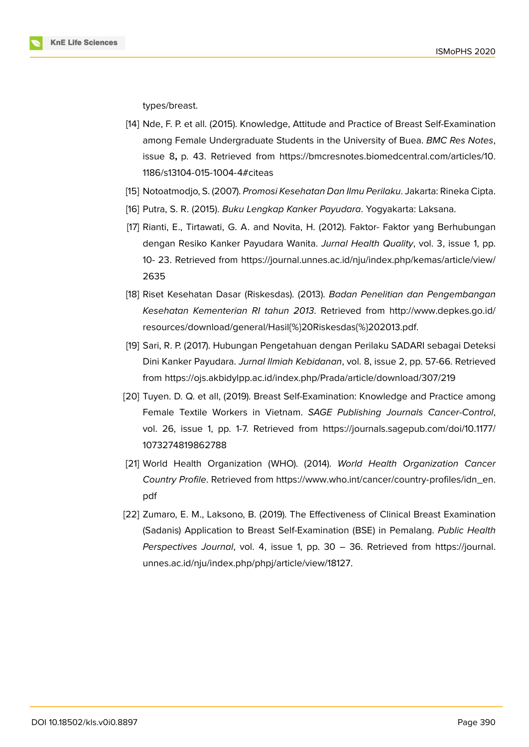types/breast.

[14] Nde, F. P. et all. (2015). Knowledge, Attitude and Practice of Breast Self-Examination among Female Undergraduate Students in the University of Buea. *BMC Res Notes*, issue 8**,** p. 43. Retrieved from https://bmcresnotes.biomedcentral.com/articles/10.1186/s13104-015-1004-4#citeas

[15] Notoatmodjo, S. (2007). *Promosi Kesehatan Dan Ilmu Perilaku*. Jakarta: Rineka Cipta.

[16] Putra, S. R. (2015). *Buku Lengkap Kanker Payudara*. Yogyakarta: Laksana.

[17] Rianti, E., Tirtawati, G. A. and Novita, H. (2012). Faktor- Faktor yang Berhubungan dengan Resiko Kanker Payudara Wanita. *Jurnal Health Quality*, vol. 3, issue 1, pp. 10- 23. Retrieved from https://journal.unnes.ac.id/nju/index.php/kemas/article/view/2635

[18] Riset Kesehatan Dasar (Riskesdas). (2013). *Badan Penelitian dan Pengembangan Kesehatan Kementerian RI tahun 2013*. Retrieved from http://www.depkes.go.id/resources/download/general/Hasil{%}20Riskesdas{%}202013.pdf.

[19] Sari, R. P. (2017). Hubungan Pengetahuan dengan Perilaku SADARI sebagai Deteksi Dini Kanker Payudara. *Jurnal Ilmiah Kebidanan*, vol. 8, issue 2, pp. 57-66. Retrieved from https://ojs.akbidylpp.ac.id/index.php/Prada/article/download/307/219

[20] Tuyen. D. Q. et all, (2019). Breast Self-Examination: Knowledge and Practice among Female Textile Workers in Vietnam. *SAGE Publishing Journals Cancer-Control*, vol. 26, issue 1, pp. 1-7. Retrieved from https://journals.sagepub.com/doi/10.1177/1073274819862788

[21] World Health Organization (WHO). (2014). *World Health Organization Cancer Country Profile*. Retrieved from https://www.who.int/cancer/country-profiles/idn_en.pdf

[22] Zumaro, E. M., Laksono, B. (2019). The Effectiveness of Clinical Breast Examination (Sadanis) Application to Breast Self-Examination (BSE) in Pemalang. *Public Health Perspectives Journal*, vol. 4, issue 1, pp. 30 – 36. Retrieved from https://journal.unnes.ac.id/nju/index.php/phpj/article/view/18127.